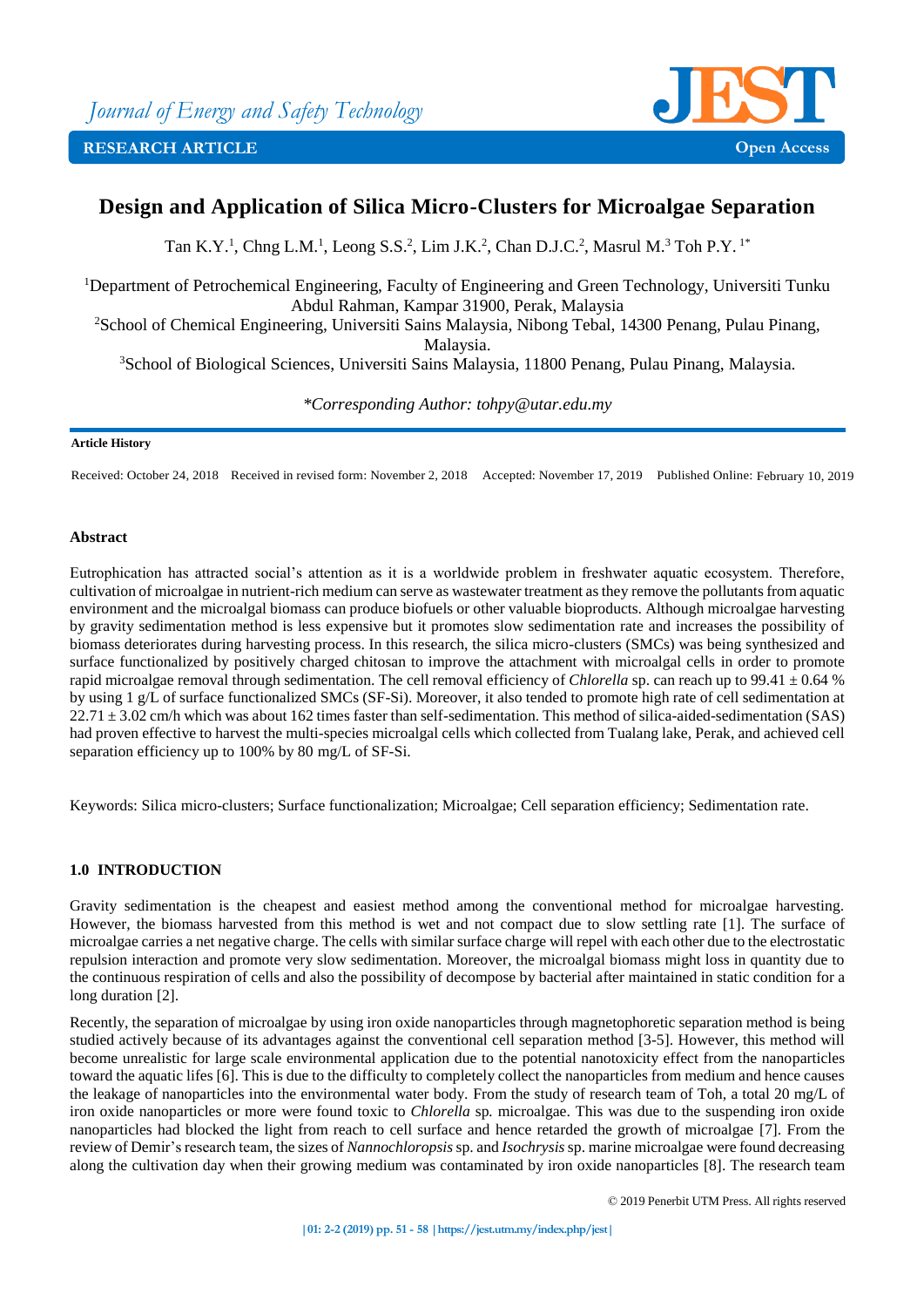Journal of Energy and Safety Technology

RESEARCH ARTICLE — Open Access

# Design and Application of Silica Micro-Clusters for Microalgae Separation

Tan K.Y.[1], Chng L.M.[1], Leong S.S.[2], Lim J.K.[2], Chan D.J.C.[2], Masrul M.[3] Toh P.Y. [1*]

[1]Department of Petrochemical Engineering, Faculty of Engineering and Green Technology, Universiti Tunku Abdul Rahman, Kampar 31900, Perak, Malaysia
[2]School of Chemical Engineering, Universiti Sains Malaysia, Nibong Tebal, 14300 Penang, Pulau Pinang, Malaysia.
[3]School of Biological Sciences, Universiti Sains Malaysia, 11800 Penang, Pulau Pinang, Malaysia.

*\*Corresponding Author: tohpy@utar.edu.my*

**Article History**

Received: October 24, 2018 Received in revised form: November 2, 2018 Accepted: November 17, 2019 Published Online: February 10, 2019

## Abstract

Eutrophication has attracted social's attention as it is a worldwide problem in freshwater aquatic ecosystem. Therefore, cultivation of microalgae in nutrient-rich medium can serve as wastewater treatment as they remove the pollutants from aquatic environment and the microalgal biomass can produce biofuels or other valuable bioproducts. Although microalgae harvesting by gravity sedimentation method is less expensive but it promotes slow sedimentation rate and increases the possibility of biomass deteriorates during harvesting process. In this research, the silica micro-clusters (SMCs) was being synthesized and surface functionalized by positively charged chitosan to improve the attachment with microalgal cells in order to promote rapid microalgae removal through sedimentation. The cell removal efficiency of *Chlorella* sp. can reach up to $99.41 \pm 0.64$ % by using 1 g/L of surface functionalized SMCs (SF-Si). Moreover, it also tended to promote high rate of cell sedimentation at $22.71 \pm 3.02$ cm/h which was about 162 times faster than self-sedimentation. This method of silica-aided-sedimentation (SAS) had proven effective to harvest the multi-species microalgal cells which collected from Tualang lake, Perak, and achieved cell separation efficiency up to 100% by 80 mg/L of SF-Si.

Keywords: Silica micro-clusters; Surface functionalization; Microalgae; Cell separation efficiency; Sedimentation rate.

## 1.0 INTRODUCTION

Gravity sedimentation is the cheapest and easiest method among the conventional method for microalgae harvesting. However, the biomass harvested from this method is wet and not compact due to slow settling rate [1]. The surface of microalgae carries a net negative charge. The cells with similar surface charge will repel with each other due to the electrostatic repulsion interaction and promote very slow sedimentation. Moreover, the microalgal biomass might loss in quantity due to the continuous respiration of cells and also the possibility of decompose by bacterial after maintained in static condition for a long duration [2].

Recently, the separation of microalgae by using iron oxide nanoparticles through magnetophoretic separation method is being studied actively because of its advantages against the conventional cell separation method [3-5]. However, this method will become unrealistic for large scale environmental application due to the potential nanotoxicity effect from the nanoparticles toward the aquatic lifes [6]. This is due to the difficulty to completely collect the nanoparticles from medium and hence causes the leakage of nanoparticles into the environmental water body. From the study of research team of Toh, a total 20 mg/L of iron oxide nanoparticles or more were found toxic to *Chlorella* sp. microalgae. This was due to the suspending iron oxide nanoparticles had blocked the light from reach to cell surface and hence retarded the growth of microalgae [7]. From the review of Demir's research team, the sizes of *Nannochloropsis* sp. and *Isochrysis* sp. marine microalgae were found decreasing along the cultivation day when their growing medium was contaminated by iron oxide nanoparticles [8]. The research team

© 2019 Penerbit UTM Press. All rights reserved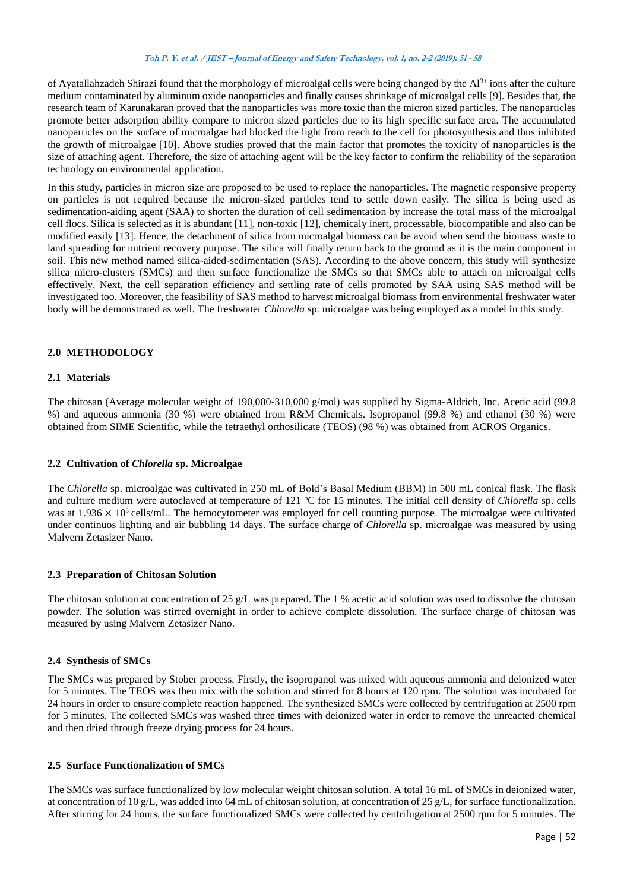of Ayatallahzadeh Shirazi found that the morphology of microalgal cells were being changed by the $Al^{3+}$ ions after the culture medium contaminated by aluminum oxide nanoparticles and finally causes shrinkage of microalgal cells [9]. Besides that, the research team of Karunakaran proved that the nanoparticles was more toxic than the micron sized particles. The nanoparticles promote better adsorption ability compare to micron sized particles due to its high specific surface area. The accumulated nanoparticles on the surface of microalgae had blocked the light from reach to the cell for photosynthesis and thus inhibited the growth of microalgae [10]. Above studies proved that the main factor that promotes the toxicity of nanoparticles is the size of attaching agent. Therefore, the size of attaching agent will be the key factor to confirm the reliability of the separation technology on environmental application.

In this study, particles in micron size are proposed to be used to replace the nanoparticles. The magnetic responsive property on particles is not required because the micron-sized particles tend to settle down easily. The silica is being used as sedimentation-aiding agent (SAA) to shorten the duration of cell sedimentation by increase the total mass of the microalgal cell flocs. Silica is selected as it is abundant [11], non-toxic [12], chemicaly inert, processable, biocompatible and also can be modified easily [13]. Hence, the detachment of silica from microalgal biomass can be avoid when send the biomass waste to land spreading for nutrient recovery purpose. The silica will finally return back to the ground as it is the main component in soil. This new method named silica-aided-sedimentation (SAS). According to the above concern, this study will synthesize silica micro-clusters (SMCs) and then surface functionalize the SMCs so that SMCs able to attach on microalgal cells effectively. Next, the cell separation efficiency and settling rate of cells promoted by SAA using SAS method will be investigated too. Moreover, the feasibility of SAS method to harvest microalgal biomass from environmental freshwater water body will be demonstrated as well. The freshwater *Chlorella* sp. microalgae was being employed as a model in this study.

## 2.0 METHODOLOGY

### 2.1 Materials

The chitosan (Average molecular weight of 190,000-310,000 g/mol) was supplied by Sigma-Aldrich, Inc. Acetic acid (99.8 %) and aqueous ammonia (30 %) were obtained from R&M Chemicals. Isopropanol (99.8 %) and ethanol (30 %) were obtained from SIME Scientific, while the tetraethyl orthosilicate (TEOS) (98 %) was obtained from ACROS Organics.

### 2.2 Cultivation of *Chlorella* sp. Microalgae

The *Chlorella* sp. microalgae was cultivated in 250 mL of Bold's Basal Medium (BBM) in 500 mL conical flask. The flask and culture medium were autoclaved at temperature of 121 °C for 15 minutes. The initial cell density of *Chlorella* sp. cells was at $1.936 \times 10^5$ cells/mL. The hemocytometer was employed for cell counting purpose. The microalgae were cultivated under continuos lighting and air bubbling 14 days. The surface charge of *Chlorella* sp. microalgae was measured by using Malvern Zetasizer Nano.

### 2.3 Preparation of Chitosan Solution

The chitosan solution at concentration of 25 g/L was prepared. The 1 % acetic acid solution was used to dissolve the chitosan powder. The solution was stirred overnight in order to achieve complete dissolution. The surface charge of chitosan was measured by using Malvern Zetasizer Nano.

### 2.4 Synthesis of SMCs

The SMCs was prepared by Stober process. Firstly, the isopropanol was mixed with aqueous ammonia and deionized water for 5 minutes. The TEOS was then mix with the solution and stirred for 8 hours at 120 rpm. The solution was incubated for 24 hours in order to ensure complete reaction happened. The synthesized SMCs were collected by centrifugation at 2500 rpm for 5 minutes. The collected SMCs was washed three times with deionized water in order to remove the unreacted chemical and then dried through freeze drying process for 24 hours.

### 2.5 Surface Functionalization of SMCs

The SMCs was surface functionalized by low molecular weight chitosan solution. A total 16 mL of SMCs in deionized water, at concentration of 10 g/L, was added into 64 mL of chitosan solution, at concentration of 25 g/L, for surface functionalization. After stirring for 24 hours, the surface functionalized SMCs were collected by centrifugation at 2500 rpm for 5 minutes. The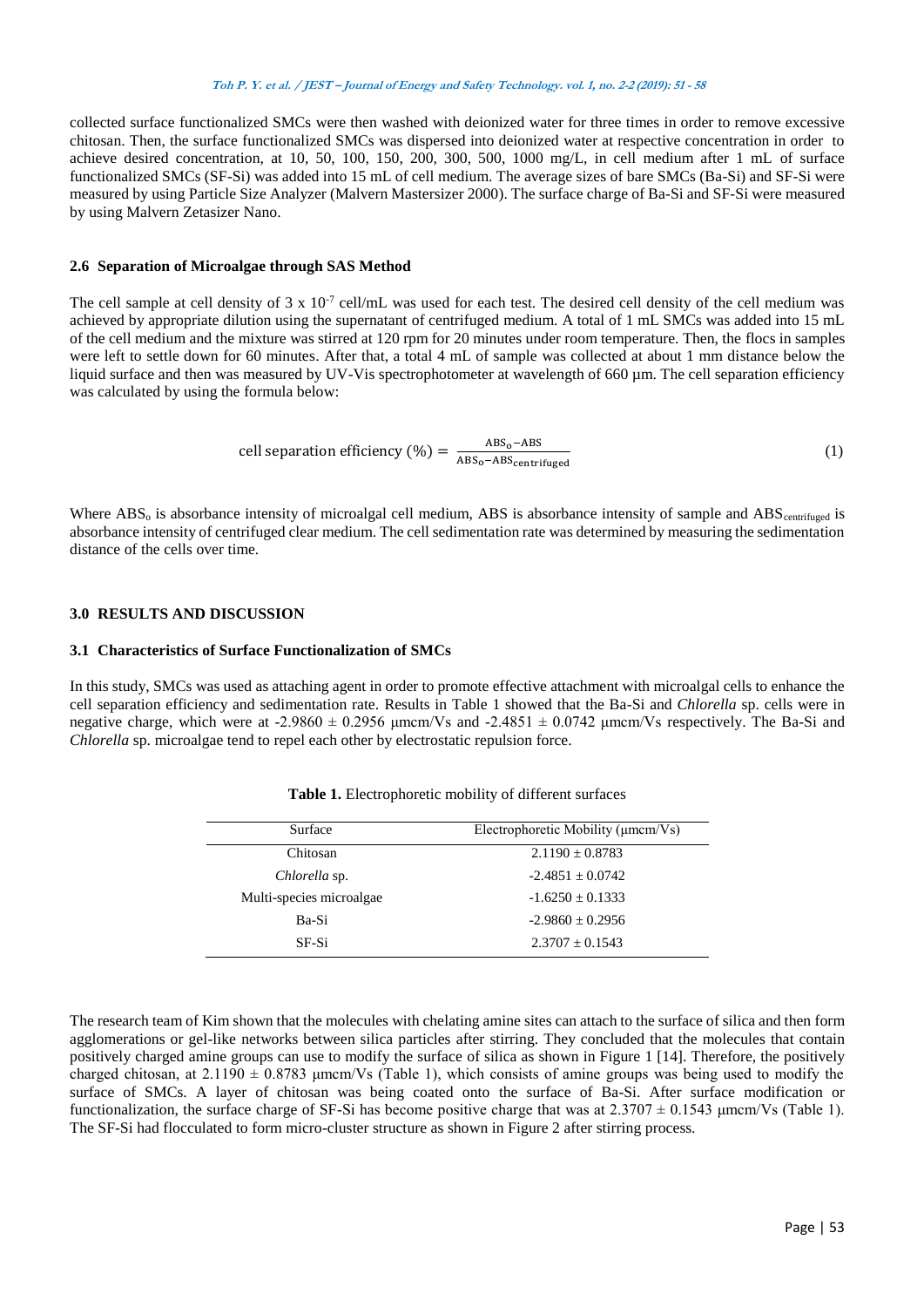collected surface functionalized SMCs were then washed with deionized water for three times in order to remove excessive chitosan. Then, the surface functionalized SMCs was dispersed into deionized water at respective concentration in order to achieve desired concentration, at 10, 50, 100, 150, 200, 300, 500, 1000 mg/L, in cell medium after 1 mL of surface functionalized SMCs (SF-Si) was added into 15 mL of cell medium. The average sizes of bare SMCs (Ba-Si) and SF-Si were measured by using Particle Size Analyzer (Malvern Mastersizer 2000). The surface charge of Ba-Si and SF-Si were measured by using Malvern Zetasizer Nano.

### 2.6 Separation of Microalgae through SAS Method

The cell sample at cell density of 3 x $10^{-7}$ cell/mL was used for each test. The desired cell density of the cell medium was achieved by appropriate dilution using the supernatant of centrifuged medium. A total of 1 mL SMCs was added into 15 mL of the cell medium and the mixture was stirred at 120 rpm for 20 minutes under room temperature. Then, the flocs in samples were left to settle down for 60 minutes. After that, a total 4 mL of sample was collected at about 1 mm distance below the liquid surface and then was measured by UV-Vis spectrophotometer at wavelength of 660 µm. The cell separation efficiency was calculated by using the formula below:

$$\text{cell separation efficiency } (\%) = \frac{\text{ABS}_o - \text{ABS}}{\text{ABS}_o - \text{ABS}_{\text{centrifuged}}} \tag{1}$$

Where $\text{ABS}_o$ is absorbance intensity of microalgal cell medium, ABS is absorbance intensity of sample and $\text{ABS}_{\text{centrifuged}}$ is absorbance intensity of centrifuged clear medium. The cell sedimentation rate was determined by measuring the sedimentation distance of the cells over time.

## 3.0 RESULTS AND DISCUSSION

### 3.1 Characteristics of Surface Functionalization of SMCs

In this study, SMCs was used as attaching agent in order to promote effective attachment with microalgal cells to enhance the cell separation efficiency and sedimentation rate. Results in Table 1 showed that the Ba-Si and *Chlorella* sp. cells were in negative charge, which were at -2.9860 ± 0.2956 µmcm/Vs and -2.4851 ± 0.0742 µmcm/Vs respectively. The Ba-Si and *Chlorella* sp. microalgae tend to repel each other by electrostatic repulsion force.

**Table 1.** Electrophoretic mobility of different surfaces

| Surface | Electrophoretic Mobility (µmcm/Vs) |
| --- | --- |
| Chitosan | 2.1190 ± 0.8783 |
| *Chlorella* sp. | -2.4851 ± 0.0742 |
| Multi-species microalgae | -1.6250 ± 0.1333 |
| Ba-Si | -2.9860 ± 0.2956 |
| SF-Si | 2.3707 ± 0.1543 |

The research team of Kim shown that the molecules with chelating amine sites can attach to the surface of silica and then form agglomerations or gel-like networks between silica particles after stirring. They concluded that the molecules that contain positively charged amine groups can use to modify the surface of silica as shown in Figure 1 [14]. Therefore, the positively charged chitosan, at 2.1190 ± 0.8783 µmcm/Vs (Table 1), which consists of amine groups was being used to modify the surface of SMCs. A layer of chitosan was being coated onto the surface of Ba-Si. After surface modification or functionalization, the surface charge of SF-Si has become positive charge that was at 2.3707 ± 0.1543 µmcm/Vs (Table 1). The SF-Si had flocculated to form micro-cluster structure as shown in Figure 2 after stirring process.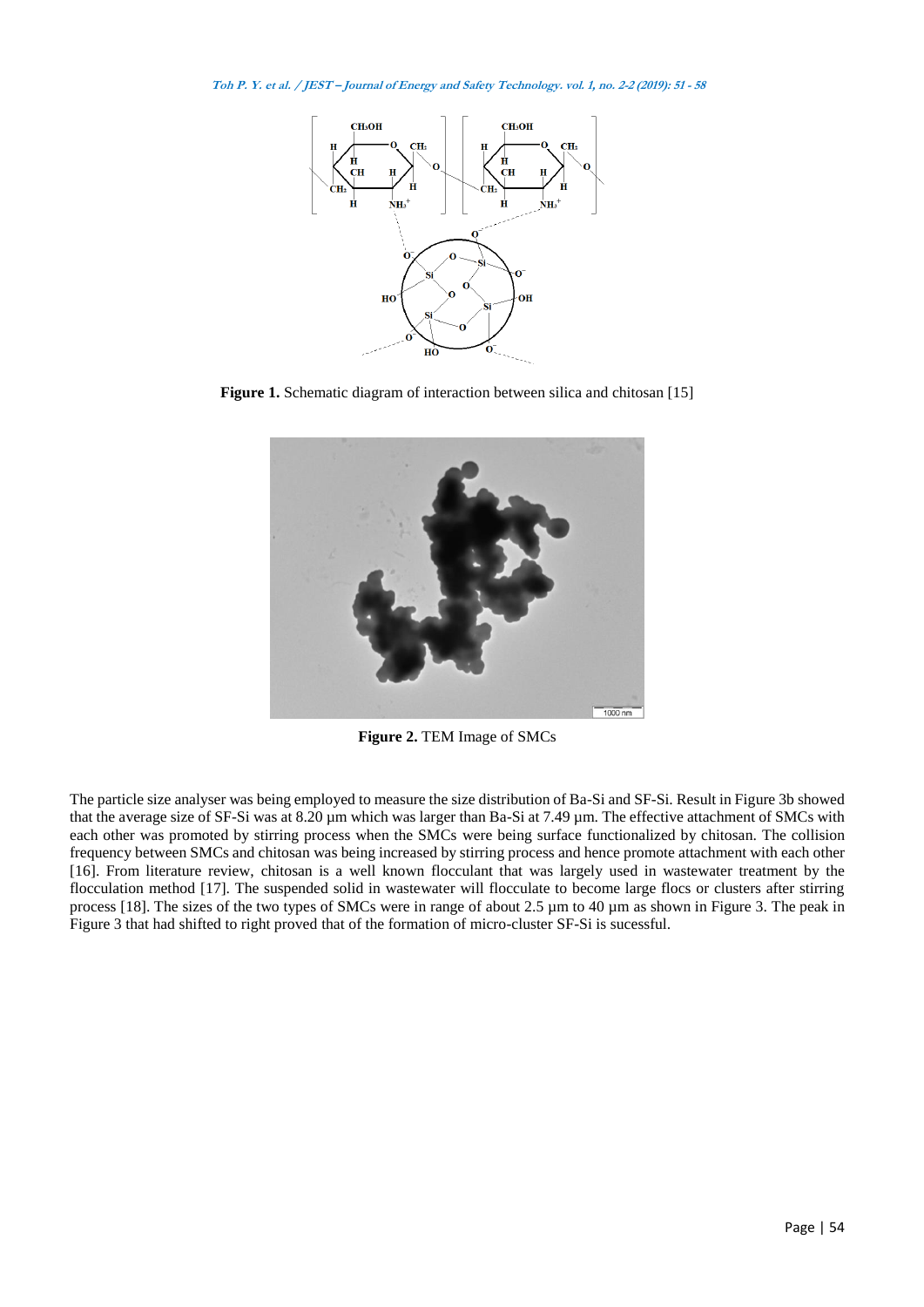**Figure 1.** Schematic diagram of interaction between silica and chitosan [15]

**Figure 2.** TEM Image of SMCs

The particle size analyser was being employed to measure the size distribution of Ba-Si and SF-Si. Result in Figure 3b showed that the average size of SF-Si was at 8.20 µm which was larger than Ba-Si at 7.49 µm. The effective attachment of SMCs with each other was promoted by stirring process when the SMCs were being surface functionalized by chitosan. The collision frequency between SMCs and chitosan was being increased by stirring process and hence promote attachment with each other [16]. From literature review, chitosan is a well known flocculant that was largely used in wastewater treatment by the flocculation method [17]. The suspended solid in wastewater will flocculate to become large flocs or clusters after stirring process [18]. The sizes of the two types of SMCs were in range of about 2.5 µm to 40 µm as shown in Figure 3. The peak in Figure 3 that had shifted to right proved that of the formation of micro-cluster SF-Si is sucessful.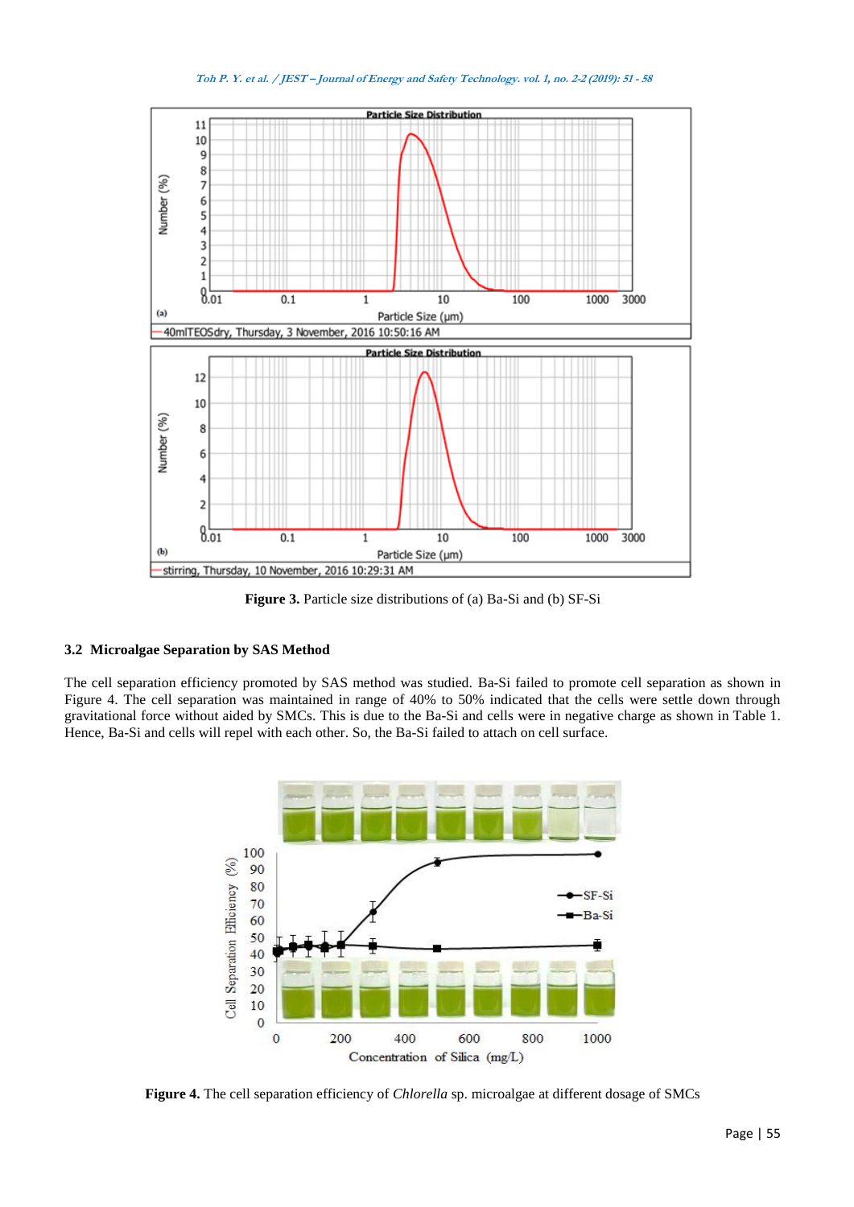Figure 3. Particle size distributions of (a) Ba-Si and (b) SF-Si

### 3.2 Microalgae Separation by SAS Method

The cell separation efficiency promoted by SAS method was studied. Ba-Si failed to promote cell separation as shown in Figure 4. The cell separation was maintained in range of 40% to 50% indicated that the cells were settle down through gravitational force without aided by SMCs. This is due to the Ba-Si and cells were in negative charge as shown in Table 1. Hence, Ba-Si and cells will repel with each other. So, the Ba-Si failed to attach on cell surface.

**Figure 4.** The cell separation efficiency of *Chlorella* sp. microalgae at different dosage of SMCs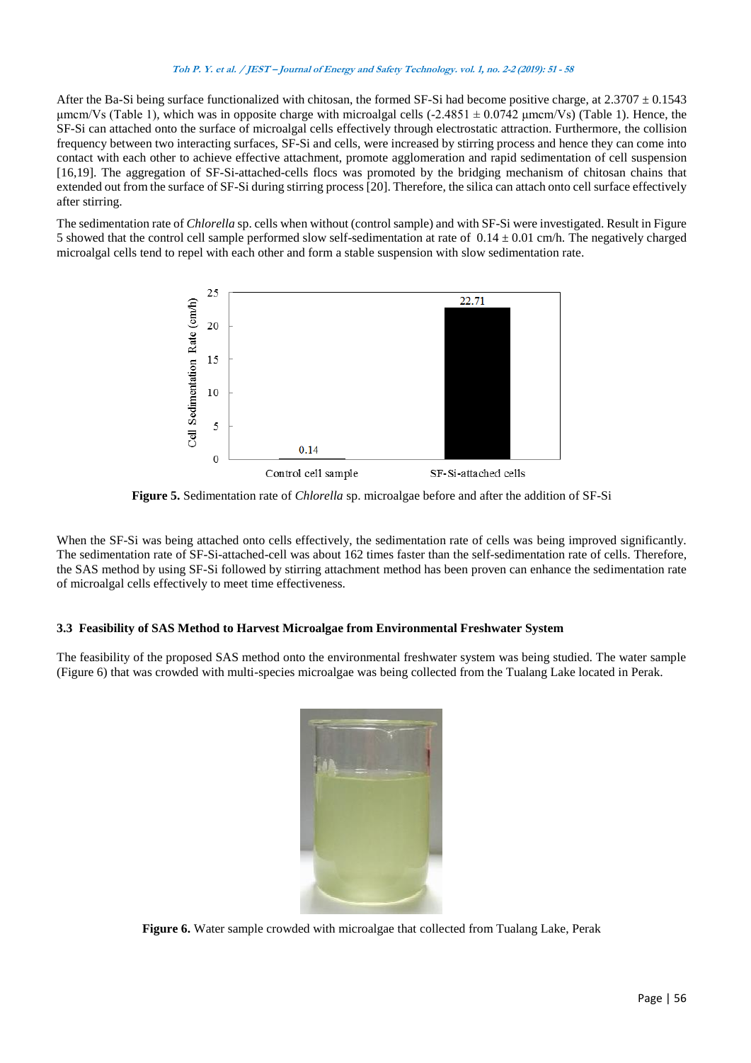After the Ba-Si being surface functionalized with chitosan, the formed SF-Si had become positive charge, at 2.3707 ± 0.1543 μmcm/Vs (Table 1), which was in opposite charge with microalgal cells (-2.4851 ± 0.0742 μmcm/Vs) (Table 1). Hence, the SF-Si can attached onto the surface of microalgal cells effectively through electrostatic attraction. Furthermore, the collision frequency between two interacting surfaces, SF-Si and cells, were increased by stirring process and hence they can come into contact with each other to achieve effective attachment, promote agglomeration and rapid sedimentation of cell suspension [16,19]. The aggregation of SF-Si-attached-cells flocs was promoted by the bridging mechanism of chitosan chains that extended out from the surface of SF-Si during stirring process [20]. Therefore, the silica can attach onto cell surface effectively after stirring.

The sedimentation rate of *Chlorella* sp. cells when without (control sample) and with SF-Si were investigated. Result in Figure 5 showed that the control cell sample performed slow self-sedimentation at rate of 0.14 ± 0.01 cm/h. The negatively charged microalgal cells tend to repel with each other and form a stable suspension with slow sedimentation rate.

**Figure 5.** Sedimentation rate of *Chlorella* sp. microalgae before and after the addition of SF-Si

When the SF-Si was being attached onto cells effectively, the sedimentation rate of cells was being improved significantly. The sedimentation rate of SF-Si-attached-cell was about 162 times faster than the self-sedimentation rate of cells. Therefore, the SAS method by using SF-Si followed by stirring attachment method has been proven can enhance the sedimentation rate of microalgal cells effectively to meet time effectiveness.

### 3.3 Feasibility of SAS Method to Harvest Microalgae from Environmental Freshwater System

The feasibility of the proposed SAS method onto the environmental freshwater system was being studied. The water sample (Figure 6) that was crowded with multi-species microalgae was being collected from the Tualang Lake located in Perak.

**Figure 6.** Water sample crowded with microalgae that collected from Tualang Lake, Perak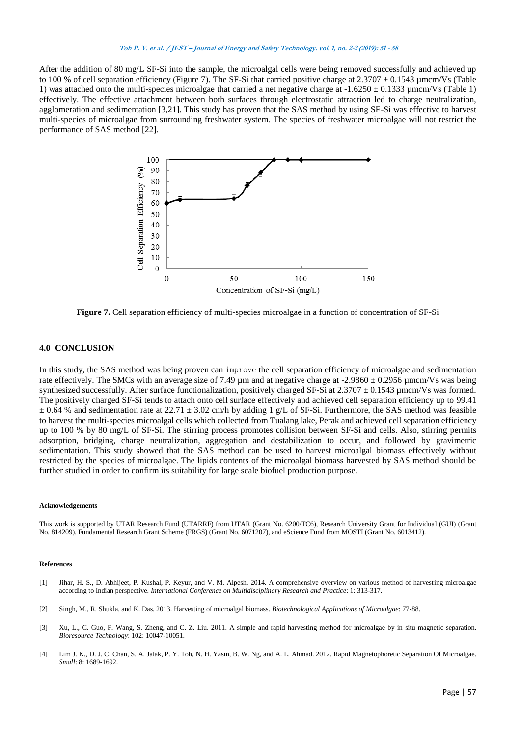After the addition of 80 mg/L SF-Si into the sample, the microalgal cells were being removed successfully and achieved up to 100 % of cell separation efficiency (Figure 7). The SF-Si that carried positive charge at 2.3707 ± 0.1543 µmcm/Vs (Table 1) was attached onto the multi-species microalgae that carried a net negative charge at -1.6250 ± 0.1333 µmcm/Vs (Table 1) effectively. The effective attachment between both surfaces through electrostatic attraction led to charge neutralization, agglomeration and sedimentation [3,21]. This study has proven that the SAS method by using SF-Si was effective to harvest multi-species of microalgae from surrounding freshwater system. The species of freshwater microalgae will not restrict the performance of SAS method [22].

**Figure 7.** Cell separation efficiency of multi-species microalgae in a function of concentration of SF-Si

## 4.0 CONCLUSION

In this study, the SAS method was being proven can improve the cell separation efficiency of microalgae and sedimentation rate effectively. The SMCs with an average size of 7.49 µm and at negative charge at -2.9860 ± 0.2956 µmcm/Vs was being synthesized successfully. After surface functionalization, positively charged SF-Si at 2.3707 ± 0.1543 µmcm/Vs was formed. The positively charged SF-Si tends to attach onto cell surface effectively and achieved cell separation efficiency up to 99.41 ± 0.64 % and sedimentation rate at 22.71 ± 3.02 cm/h by adding 1 g/L of SF-Si. Furthermore, the SAS method was feasible to harvest the multi-species microalgal cells which collected from Tualang lake, Perak and achieved cell separation efficiency up to 100 % by 80 mg/L of SF-Si. The stirring process promotes collision between SF-Si and cells. Also, stirring permits adsorption, bridging, charge neutralization, aggregation and destabilization to occur, and followed by gravimetric sedimentation. This study showed that the SAS method can be used to harvest microalgal biomass effectively without restricted by the species of microalgae. The lipids contents of the microalgal biomass harvested by SAS method should be further studied in order to confirm its suitability for large scale biofuel production purpose.

#### Acknowledgements

This work is supported by UTAR Research Fund (UTARRF) from UTAR (Grant No. 6200/TC6), Research University Grant for Individual (GUI) (Grant No. 814209), Fundamental Research Grant Scheme (FRGS) (Grant No. 6071207), and eScience Fund from MOSTI (Grant No. 6013412).

#### References

[1] Jihar, H. S., D. Abhijeet, P. Kushal, P. Keyur, and V. M. Alpesh. 2014. A comprehensive overview on various method of harvesting microalgae according to Indian perspective. *International Conference on Multidisciplinary Research and Practice*: 1: 313-317.

[2] Singh, M., R. Shukla, and K. Das. 2013. Harvesting of microalgal biomass. *Biotechnological Applications of Microalgae*: 77-88.

[3] Xu, L., C. Guo, F. Wang, S. Zheng, and C. Z. Liu. 2011. A simple and rapid harvesting method for microalgae by in situ magnetic separation. *Bioresource Technology*: 102: 10047-10051.

[4] Lim J. K., D. J. C. Chan, S. A. Jalak, P. Y. Toh, N. H. Yasin, B. W. Ng, and A. L. Ahmad. 2012. Rapid Magnetophoretic Separation Of Microalgae. *Small*: 8: 1689-1692.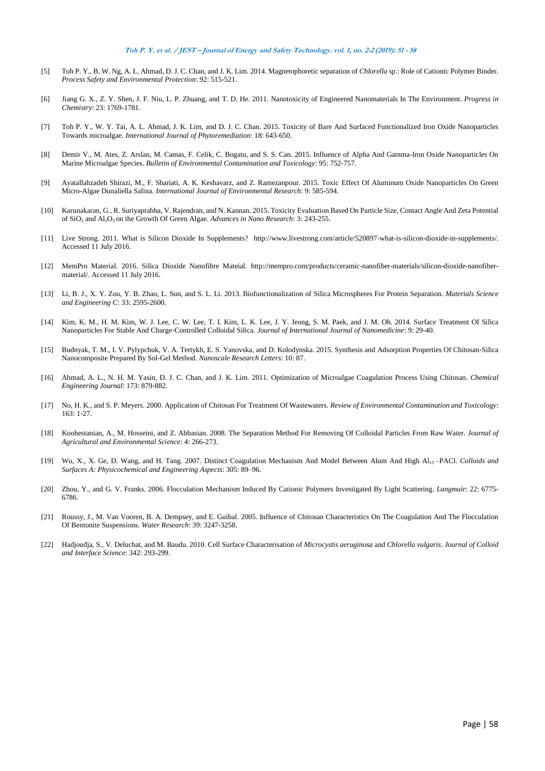[5] Toh P. Y., B. W. Ng, A. L. Ahmad, D. J. C. Chan, and J. K. Lim. 2014. Magnetophoretic separation of *Chlorella* sp.: Role of Cationic Polymer Binder. *Process Safety and Environmental Protection*: 92: 515-521.

[6] Jiang G. X., Z. Y. Shen, J. F. Niu, L. P. Zhuang, and T. D. He. 2011. Nanotoxicity of Engineered Nanomaterials In The Environment. *Progress in Chemistry*: 23: 1769-1781.

[7] Toh P. Y., W. Y. Tai, A. L. Ahmad, J. K. Lim, and D. J. C. Chan. 2015. Toxicity of Bare And Surfaced Functionalized Iron Oxide Nanoparticles Towards microalgae. *International Journal of Phytoremediation*: 18: 643-650.

[8] Demir V., M. Ates, Z. Arslan, M. Camas, F. Celik, C. Bogatu, and S. S. Can. 2015. Influence of Alpha And Gamma-Iron Oxide Nanoparticles On Marine Microalgae Species. *Bulletin of Environmental Contamination and Toxicology*: 95: 752-757.

[9] Ayatallahzadeh Shirazi, M., F. Shariati, A. K. Keshavarz, and Z. Ramezanpour. 2015. Toxic Effect Of Aluminum Oxide Nanoparticles On Green Micro-Algae Dunaliella Salina. *International Journal of Environmental Research*: 9: 585-594.

[10] Karunakaran, G., R. Suriyaprabha, V. Rajendran, and N. Kannan. 2015. Toxicity Evaluation Based On Particle Size, Contact Angle And Zeta Potential of $SiO_2$ and $Al_2O_3$ on the Growth Of Green Algae. *Advances in Nano Research*: 3: 243-255.

[11] Live Strong. 2011. What is Silicon Dioxide In Supplements? http://www.livestrong.com/article/520897-what-is-silicon-dioxide-in-supplements/. Accessed 11 July 2016.

[12] MemPro Material. 2016. Silica Dioxide Nanofibre Mateial. http://mempro.com/products/ceramic-nanofiber-materials/silicon-dioxide-nanofiber-material/. Accessed 11 July 2016.

[13] Li, B. J., X. Y. Zou, Y. B. Zhao, L. Sun, and S. L. Li. 2013. Biofunctionalization of Silica Microspheres For Protein Separation. *Materials Science and Engineering C*: 33: 2595-2600.

[14] Kim, K. M., H. M. Kim, W. J. Lee, C. W. Lee, T. I. Kim, L. K. Lee, J. Y. Jeong, S. M. Paek, and J. M. Oh. 2014. Surface Treatment Of Silica Nanoparticles For Stable And Charge-Controlled Colloidal Silica. *Journal of International Journal of Nanomedicine*: 9: 29-40.

[15] Budnyak, T. M., I. V. Pylypchuk, V. A. Tertykh, E. S. Yanovska, and D. Kolodynska. 2015. Synthesis and Adsorption Properties Of Chitosan-Silica Nanocomposite Prepared By Sol-Gel Method. *Nanoscale Research Letters*: 10: 87.

[16] Ahmad, A. L., N. H. M. Yasin, D. J. C. Chan, and J. K. Lim. 2011. Optimization of Microalgae Coagulation Process Using Chitosan. *Chemical Engineering Journal*: 173: 879-882.

[17] No, H. K., and S. P. Meyers. 2000. Application of Chitosan For Treatment Of Wastewaters. *Review of Environmental Contamination and Toxicology*: 163: 1-27.

[18] Koohestanian, A., M. Hosseini, and Z. Abbasian. 2008. The Separation Method For Removing Of Colloidal Particles From Raw Water. *Journal of Agricultural and Environmental Science*: 4: 266-273.

[19] Wu, X., X. Ge, D. Wang, and H. Tang. 2007. Distinct Coagulation Mechanism And Model Between Alum And High $Al_{13}$ –PACl. *Colloids and Surfaces A: Physicochemical and Engineering Aspects*: 305: 89–96.

[20] Zhou, Y., and G. V. Franks. 2006. Flocculation Mechanism Induced By Cationic Polymers Investigated By Light Scattering. *Langmuir*: 22: 6775-6786.

[21] Roussy, J., M. Van Vooren, B. A. Dempsey, and E. Guibal. 2005. Influence of Chitosan Characteristics On The Coagulation And The Flocculation Of Bentonite Suspensions. *Water Research*: 39: 3247-3258.

[22] Hadjoudja, S., V. Deluchat, and M. Baudu. 2010. Cell Surface Characterisation of *Microcystis aeruginosa* and *Chlorella vulgaris*. *Journal of Colloid and Interface Science*: 342: 293-299.